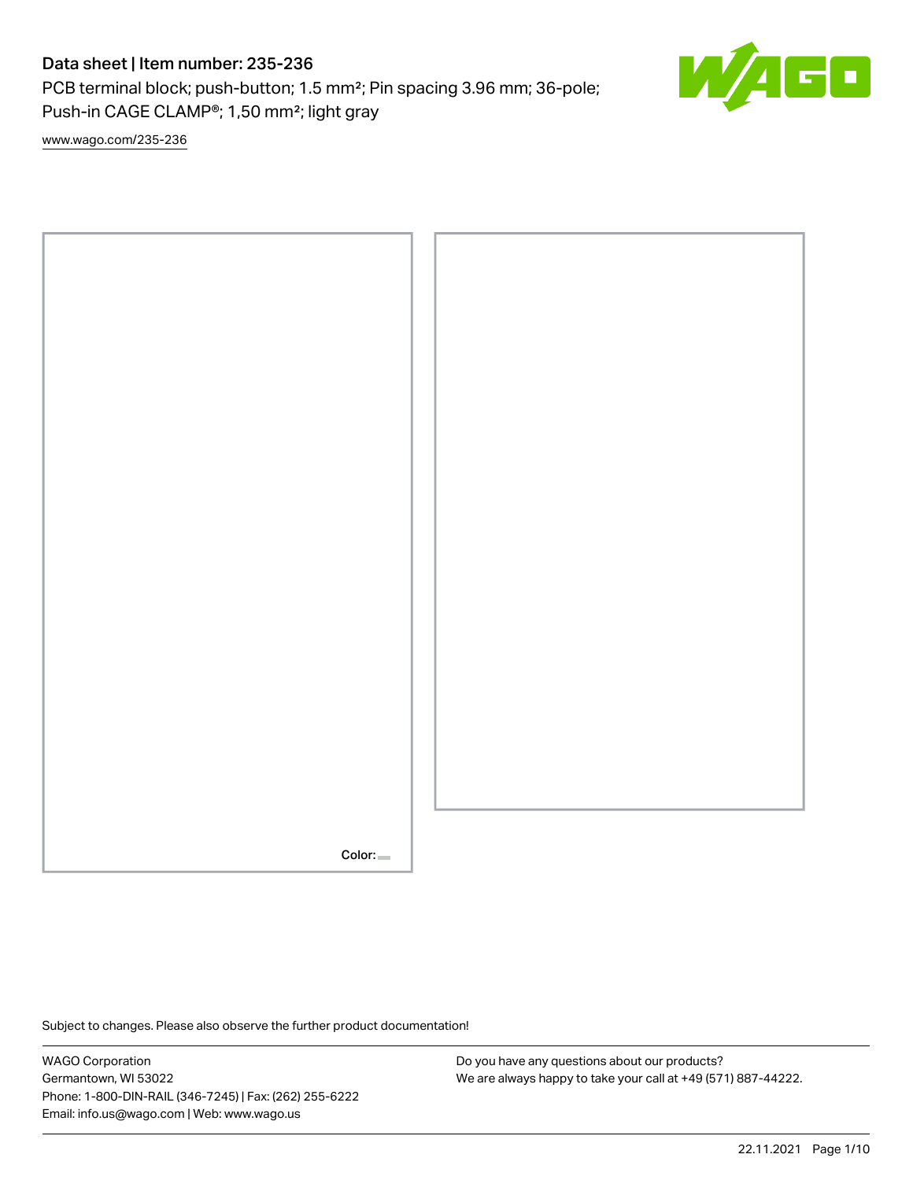# Data sheet | Item number: 235-236

PCB terminal block; push-button; 1.5 mm²; Pin spacing 3.96 mm; 36-pole; Push-in CAGE CLAMP®; 1,50 mm²; light gray

www.wago.com/235-236

Color:

Subject to changes. Please also observe the further product documentation!

WAGO Corporation
Germantown, WI 53022
Phone: 1-800-DIN-RAIL (346-7245) | Fax: (262) 255-6222
Email: info.us@wago.com | Web: www.wago.us

Do you have any questions about our products?
We are always happy to take your call at +49 (571) 887-44222.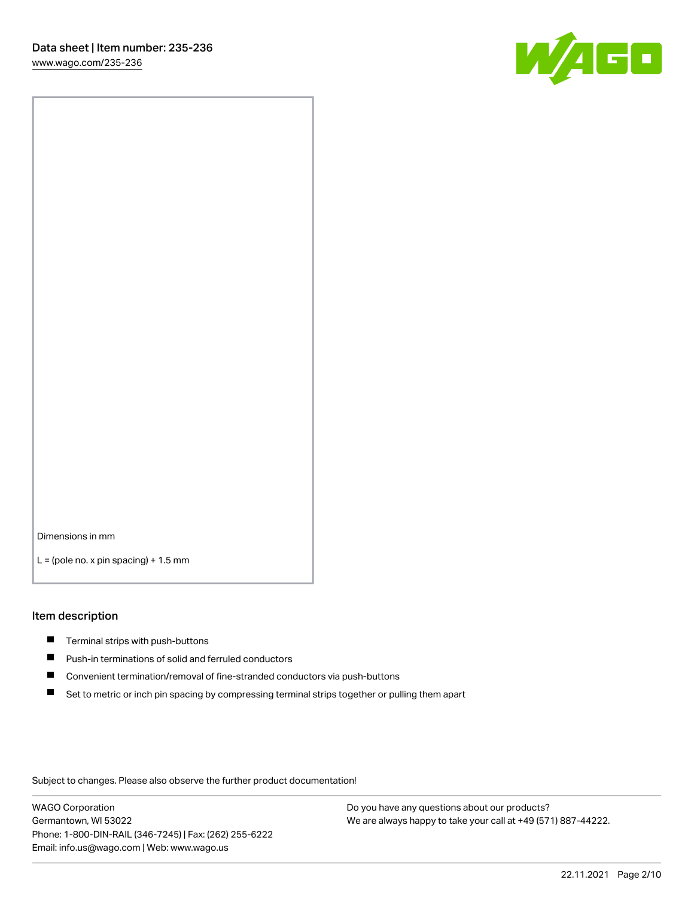Dimensions in mm

L = (pole no. x pin spacing) + 1.5 mm

## Item description

- Terminal strips with push-buttons
- Push-in terminations of solid and ferruled conductors
- Convenient termination/removal of fine-stranded conductors via push-buttons
- Set to metric or inch pin spacing by compressing terminal strips together or pulling them apart

Subject to changes. Please also observe the further product documentation!

WAGO Corporation
Germantown, WI 53022
Phone: 1-800-DIN-RAIL (346-7245) | Fax: (262) 255-6222
Email: info.us@wago.com | Web: www.wago.us

Do you have any questions about our products?
We are always happy to take your call at +49 (571) 887-44222.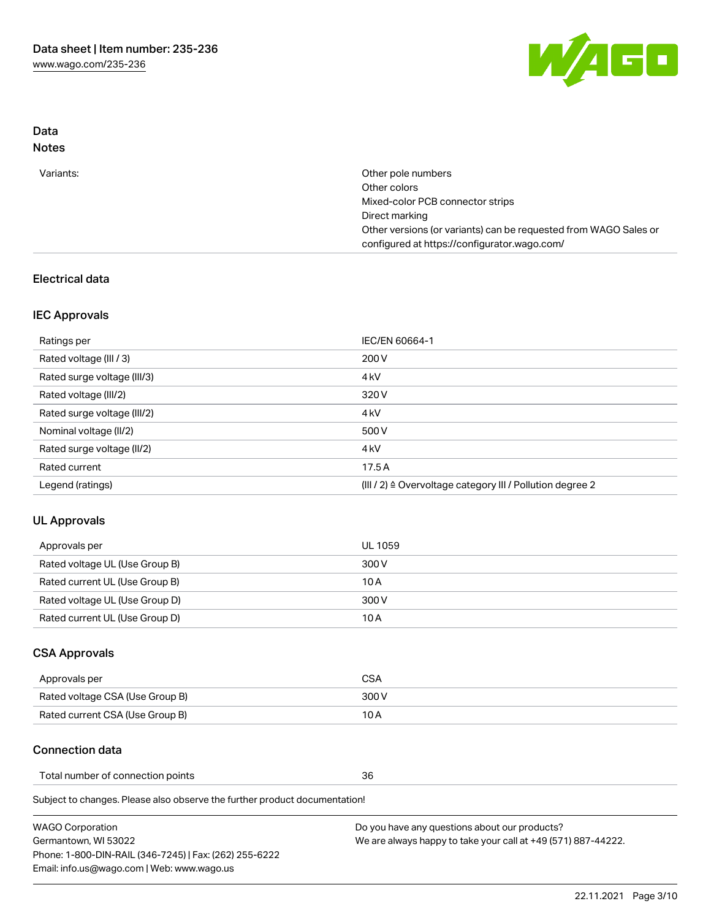## Data
### Notes

| | |
|---|---|
| Variants: | Other pole numbers<br>Other colors<br>Mixed-color PCB connector strips<br>Direct marking<br>Other versions (or variants) can be requested from WAGO Sales or configured at https://configurator.wago.com/ |

### Electrical data

#### IEC Approvals

| | |
|---|---|
| Ratings per | IEC/EN 60664-1 |
| Rated voltage (III / 3) | 200 V |
| Rated surge voltage (III/3) | 4 kV |
| Rated voltage (III/2) | 320 V |
| Rated surge voltage (III/2) | 4 kV |
| Nominal voltage (II/2) | 500 V |
| Rated surge voltage (II/2) | 4 kV |
| Rated current | 17.5 A |
| Legend (ratings) | (III / 2) ≙ Overvoltage category III / Pollution degree 2 |

#### UL Approvals

| | |
|---|---|
| Approvals per | UL 1059 |
| Rated voltage UL (Use Group B) | 300 V |
| Rated current UL (Use Group B) | 10 A |
| Rated voltage UL (Use Group D) | 300 V |
| Rated current UL (Use Group D) | 10 A |

#### CSA Approvals

| | |
|---|---|
| Approvals per | CSA |
| Rated voltage CSA (Use Group B) | 300 V |
| Rated current CSA (Use Group B) | 10 A |

### Connection data

| | |
|---|---|
| Total number of connection points | 36 |

Subject to changes. Please also observe the further product documentation!

WAGO Corporation
Germantown, WI 53022
Phone: 1-800-DIN-RAIL (346-7245) | Fax: (262) 255-6222
Email: info.us@wago.com | Web: www.wago.us

Do you have any questions about our products?
We are always happy to take your call at +49 (571) 887-44222.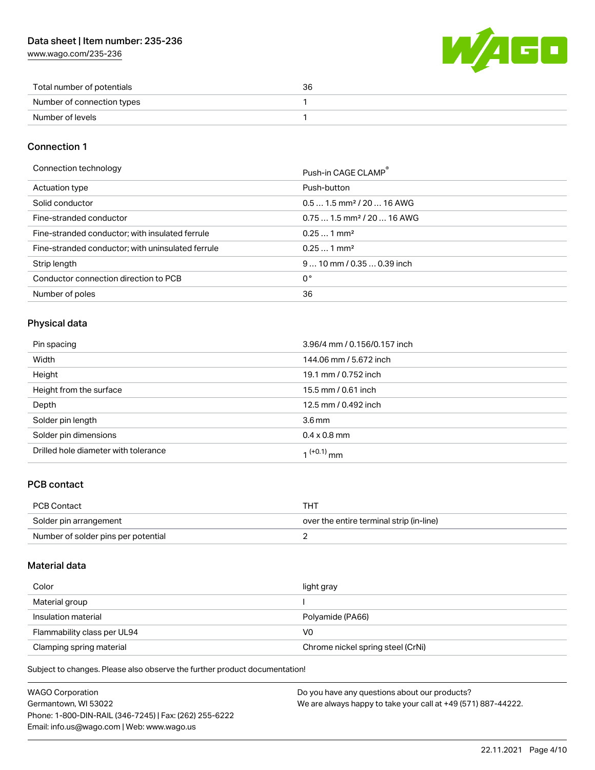| Total number of potentials | 36 |
| --- | --- |
| Number of connection types | 1 |
| Number of levels | 1 |

## Connection 1

| Connection technology | Push-in CAGE CLAMP® |
| --- | --- |
| Actuation type | Push-button |
| Solid conductor | 0.5 … 1.5 mm² / 20 … 16 AWG |
| Fine-stranded conductor | 0.75 … 1.5 mm² / 20 … 16 AWG |
| Fine-stranded conductor; with insulated ferrule | 0.25 … 1 mm² |
| Fine-stranded conductor; with uninsulated ferrule | 0.25 … 1 mm² |
| Strip length | 9 … 10 mm / 0.35 … 0.39 inch |
| Conductor connection direction to PCB | 0 ° |
| Number of poles | 36 |

## Physical data

| Pin spacing | 3.96/4 mm / 0.156/0.157 inch |
| --- | --- |
| Width | 144.06 mm / 5.672 inch |
| Height | 19.1 mm / 0.752 inch |
| Height from the surface | 15.5 mm / 0.61 inch |
| Depth | 12.5 mm / 0.492 inch |
| Solder pin length | 3.6 mm |
| Solder pin dimensions | 0.4 x 0.8 mm |
| Drilled hole diameter with tolerance | $1^{(+0.1)}$ mm |

## PCB contact

| PCB Contact | THT |
| --- | --- |
| Solder pin arrangement | over the entire terminal strip (in-line) |
| Number of solder pins per potential | 2 |

## Material data

| Color | light gray |
| --- | --- |
| Material group | I |
| Insulation material | Polyamide (PA66) |
| Flammability class per UL94 | V0 |
| Clamping spring material | Chrome nickel spring steel (CrNi) |

Subject to changes. Please also observe the further product documentation!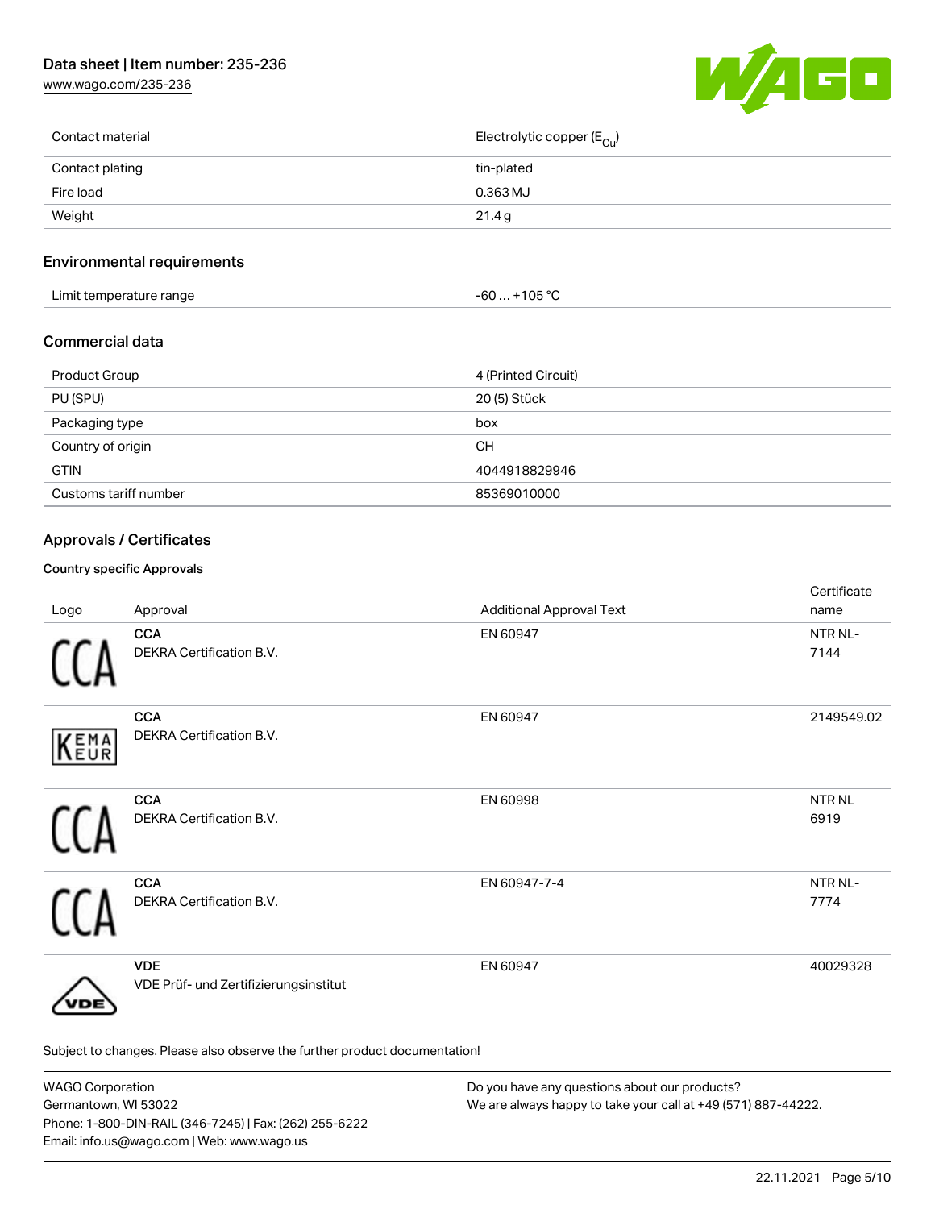| Contact material | Electrolytic copper ($E_{Cu}$) |
| --- | --- |
| Contact plating | tin-plated |
| Fire load | 0.363 MJ |
| Weight | 21.4 g |

## Environmental requirements

| Limit temperature range | -60 … +105 °C |
| --- | --- |

## Commercial data

| Product Group | 4 (Printed Circuit) |
| --- | --- |
| PU (SPU) | 20 (5) Stück |
| Packaging type | box |
| Country of origin | CH |
| GTIN | 4044918829946 |
| Customs tariff number | 85369010000 |

## Approvals / Certificates

### Country specific Approvals

| Logo | Approval | Additional Approval Text | Certificate name |
| --- | --- | --- | --- |
| CCA | **CCA** DEKRA Certification B.V. | EN 60947 | NTR NL-7144 |
| KEMA EUR | **CCA** DEKRA Certification B.V. | EN 60947 | 2149549.02 |
| CCA | **CCA** DEKRA Certification B.V. | EN 60998 | NTR NL 6919 |
| CCA | **CCA** DEKRA Certification B.V. | EN 60947-7-4 | NTR NL-7774 |
| VDE | **VDE** VDE Prüf- und Zertifizierungsinstitut | EN 60947 | 40029328 |

Subject to changes. Please also observe the further product documentation!

WAGO Corporation
Germantown, WI 53022
Phone: 1-800-DIN-RAIL (346-7245) | Fax: (262) 255-6222
Email: info.us@wago.com | Web: www.wago.us

Do you have any questions about our products?
We are always happy to take your call at +49 (571) 887-44222.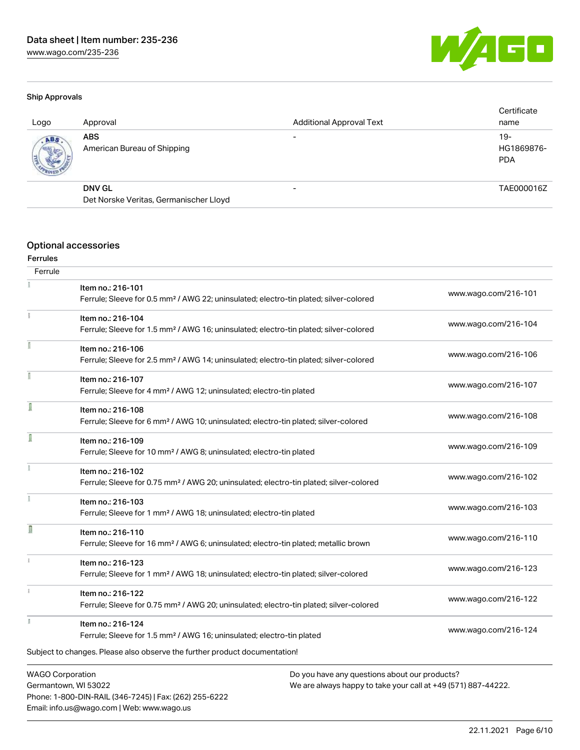#### Ship Approvals

| Logo | Approval | Additional Approval Text | Certificate name |
| --- | --- | --- | --- |
| | **ABS**<br>American Bureau of Shipping | - | 19-HG1869876-PDA |
| | **DNV GL**<br>Det Norske Veritas, Germanischer Lloyd | - | TAE000016Z |

## Optional accessories

#### Ferrules

| Ferrule | | |
| --- | --- | --- |
| | Item no.: 216-101<br>Ferrule; Sleeve for 0.5 mm² / AWG 22; uninsulated; electro-tin plated; silver-colored | www.wago.com/216-101 |
| | Item no.: 216-104<br>Ferrule; Sleeve for 1.5 mm² / AWG 16; uninsulated; electro-tin plated; silver-colored | www.wago.com/216-104 |
| | Item no.: 216-106<br>Ferrule; Sleeve for 2.5 mm² / AWG 14; uninsulated; electro-tin plated; silver-colored | www.wago.com/216-106 |
| | Item no.: 216-107<br>Ferrule; Sleeve for 4 mm² / AWG 12; uninsulated; electro-tin plated | www.wago.com/216-107 |
| | Item no.: 216-108<br>Ferrule; Sleeve for 6 mm² / AWG 10; uninsulated; electro-tin plated; silver-colored | www.wago.com/216-108 |
| | Item no.: 216-109<br>Ferrule; Sleeve for 10 mm² / AWG 8; uninsulated; electro-tin plated | www.wago.com/216-109 |
| | Item no.: 216-102<br>Ferrule; Sleeve for 0.75 mm² / AWG 20; uninsulated; electro-tin plated; silver-colored | www.wago.com/216-102 |
| | Item no.: 216-103<br>Ferrule; Sleeve for 1 mm² / AWG 18; uninsulated; electro-tin plated | www.wago.com/216-103 |
| | Item no.: 216-110<br>Ferrule; Sleeve for 16 mm² / AWG 6; uninsulated; electro-tin plated; metallic brown | www.wago.com/216-110 |
| | Item no.: 216-123<br>Ferrule; Sleeve for 1 mm² / AWG 18; uninsulated; electro-tin plated; silver-colored | www.wago.com/216-123 |
| | Item no.: 216-122<br>Ferrule; Sleeve for 0.75 mm² / AWG 20; uninsulated; electro-tin plated; silver-colored | www.wago.com/216-122 |
| | Item no.: 216-124<br>Ferrule; Sleeve for 1.5 mm² / AWG 16; uninsulated; electro-tin plated | www.wago.com/216-124 |

Subject to changes. Please also observe the further product documentation!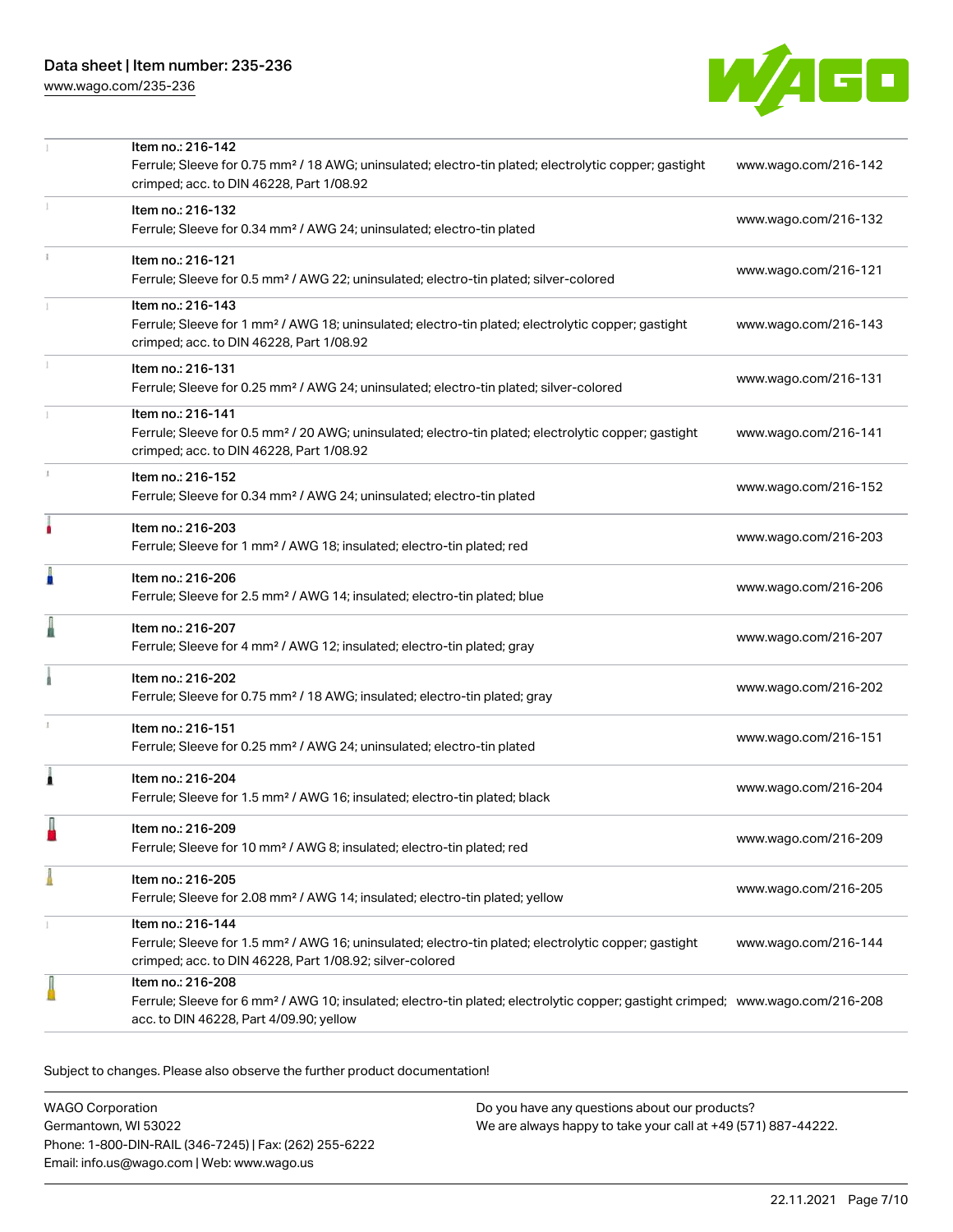| | | |
|---|---|---|
| | Item no.: 216-142<br>Ferrule; Sleeve for 0.75 mm² / 18 AWG; uninsulated; electro-tin plated; electrolytic copper; gastight crimped; acc. to DIN 46228, Part 1/08.92 | www.wago.com/216-142 |
| | Item no.: 216-132<br>Ferrule; Sleeve for 0.34 mm² / AWG 24; uninsulated; electro-tin plated | www.wago.com/216-132 |
| | Item no.: 216-121<br>Ferrule; Sleeve for 0.5 mm² / AWG 22; uninsulated; electro-tin plated; silver-colored | www.wago.com/216-121 |
| | Item no.: 216-143<br>Ferrule; Sleeve for 1 mm² / AWG 18; uninsulated; electro-tin plated; electrolytic copper; gastight crimped; acc. to DIN 46228, Part 1/08.92 | www.wago.com/216-143 |
| | Item no.: 216-131<br>Ferrule; Sleeve for 0.25 mm² / AWG 24; uninsulated; electro-tin plated; silver-colored | www.wago.com/216-131 |
| | Item no.: 216-141<br>Ferrule; Sleeve for 0.5 mm² / 20 AWG; uninsulated; electro-tin plated; electrolytic copper; gastight crimped; acc. to DIN 46228, Part 1/08.92 | www.wago.com/216-141 |
| | Item no.: 216-152<br>Ferrule; Sleeve for 0.34 mm² / AWG 24; uninsulated; electro-tin plated | www.wago.com/216-152 |
| | Item no.: 216-203<br>Ferrule; Sleeve for 1 mm² / AWG 18; insulated; electro-tin plated; red | www.wago.com/216-203 |
| | Item no.: 216-206<br>Ferrule; Sleeve for 2.5 mm² / AWG 14; insulated; electro-tin plated; blue | www.wago.com/216-206 |
| | Item no.: 216-207<br>Ferrule; Sleeve for 4 mm² / AWG 12; insulated; electro-tin plated; gray | www.wago.com/216-207 |
| | Item no.: 216-202<br>Ferrule; Sleeve for 0.75 mm² / 18 AWG; insulated; electro-tin plated; gray | www.wago.com/216-202 |
| | Item no.: 216-151<br>Ferrule; Sleeve for 0.25 mm² / AWG 24; uninsulated; electro-tin plated | www.wago.com/216-151 |
| | Item no.: 216-204<br>Ferrule; Sleeve for 1.5 mm² / AWG 16; insulated; electro-tin plated; black | www.wago.com/216-204 |
| | Item no.: 216-209<br>Ferrule; Sleeve for 10 mm² / AWG 8; insulated; electro-tin plated; red | www.wago.com/216-209 |
| | Item no.: 216-205<br>Ferrule; Sleeve for 2.08 mm² / AWG 14; insulated; electro-tin plated; yellow | www.wago.com/216-205 |
| | Item no.: 216-144<br>Ferrule; Sleeve for 1.5 mm² / AWG 16; uninsulated; electro-tin plated; electrolytic copper; gastight crimped; acc. to DIN 46228, Part 1/08.92; silver-colored | www.wago.com/216-144 |
| | Item no.: 216-208<br>Ferrule; Sleeve for 6 mm² / AWG 10; insulated; electro-tin plated; electrolytic copper; gastight crimped; acc. to DIN 46228, Part 4/09.90; yellow | www.wago.com/216-208 |

Subject to changes. Please also observe the further product documentation!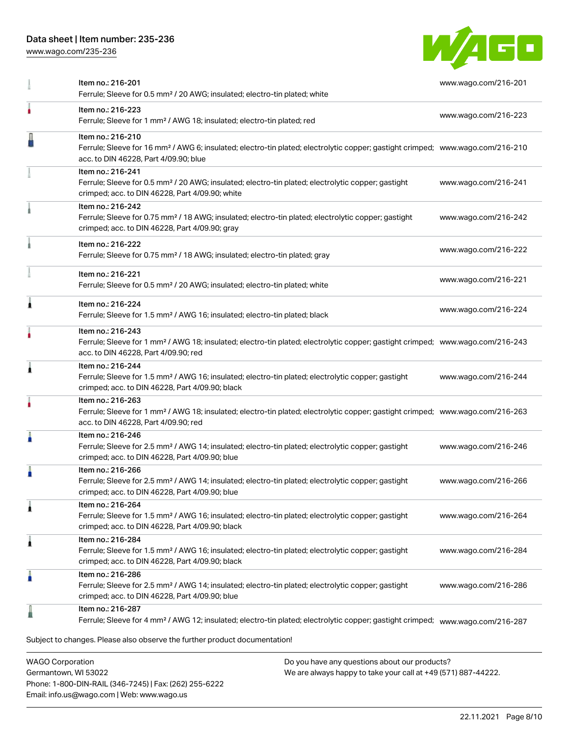| Item | Link |
| --- | --- |
| Item no.: 216-201<br>Ferrule; Sleeve for 0.5 mm² / 20 AWG; insulated; electro-tin plated; white | www.wago.com/216-201 |
| Item no.: 216-223<br>Ferrule; Sleeve for 1 mm² / AWG 18; insulated; electro-tin plated; red | www.wago.com/216-223 |
| Item no.: 216-210<br>Ferrule; Sleeve for 16 mm² / AWG 6; insulated; electro-tin plated; electrolytic copper; gastight crimped; acc. to DIN 46228, Part 4/09.90; blue | www.wago.com/216-210 |
| Item no.: 216-241<br>Ferrule; Sleeve for 0.5 mm² / 20 AWG; insulated; electro-tin plated; electrolytic copper; gastight crimped; acc. to DIN 46228, Part 4/09.90; white | www.wago.com/216-241 |
| Item no.: 216-242<br>Ferrule; Sleeve for 0.75 mm² / 18 AWG; insulated; electro-tin plated; electrolytic copper; gastight crimped; acc. to DIN 46228, Part 4/09.90; gray | www.wago.com/216-242 |
| Item no.: 216-222<br>Ferrule; Sleeve for 0.75 mm² / 18 AWG; insulated; electro-tin plated; gray | www.wago.com/216-222 |
| Item no.: 216-221<br>Ferrule; Sleeve for 0.5 mm² / 20 AWG; insulated; electro-tin plated; white | www.wago.com/216-221 |
| Item no.: 216-224<br>Ferrule; Sleeve for 1.5 mm² / AWG 16; insulated; electro-tin plated; black | www.wago.com/216-224 |
| Item no.: 216-243<br>Ferrule; Sleeve for 1 mm² / AWG 18; insulated; electro-tin plated; electrolytic copper; gastight crimped; acc. to DIN 46228, Part 4/09.90; red | www.wago.com/216-243 |
| Item no.: 216-244<br>Ferrule; Sleeve for 1.5 mm² / AWG 16; insulated; electro-tin plated; electrolytic copper; gastight crimped; acc. to DIN 46228, Part 4/09.90; black | www.wago.com/216-244 |
| Item no.: 216-263<br>Ferrule; Sleeve for 1 mm² / AWG 18; insulated; electro-tin plated; electrolytic copper; gastight crimped; acc. to DIN 46228, Part 4/09.90; red | www.wago.com/216-263 |
| Item no.: 216-246<br>Ferrule; Sleeve for 2.5 mm² / AWG 14; insulated; electro-tin plated; electrolytic copper; gastight crimped; acc. to DIN 46228, Part 4/09.90; blue | www.wago.com/216-246 |
| Item no.: 216-266<br>Ferrule; Sleeve for 2.5 mm² / AWG 14; insulated; electro-tin plated; electrolytic copper; gastight crimped; acc. to DIN 46228, Part 4/09.90; blue | www.wago.com/216-266 |
| Item no.: 216-264<br>Ferrule; Sleeve for 1.5 mm² / AWG 16; insulated; electro-tin plated; electrolytic copper; gastight crimped; acc. to DIN 46228, Part 4/09.90; black | www.wago.com/216-264 |
| Item no.: 216-284<br>Ferrule; Sleeve for 1.5 mm² / AWG 16; insulated; electro-tin plated; electrolytic copper; gastight crimped; acc. to DIN 46228, Part 4/09.90; black | www.wago.com/216-284 |
| Item no.: 216-286<br>Ferrule; Sleeve for 2.5 mm² / AWG 14; insulated; electro-tin plated; electrolytic copper; gastight crimped; acc. to DIN 46228, Part 4/09.90; blue | www.wago.com/216-286 |
| Item no.: 216-287<br>Ferrule; Sleeve for 4 mm² / AWG 12; insulated; electro-tin plated; electrolytic copper; gastight crimped; | www.wago.com/216-287 |

Subject to changes. Please also observe the further product documentation!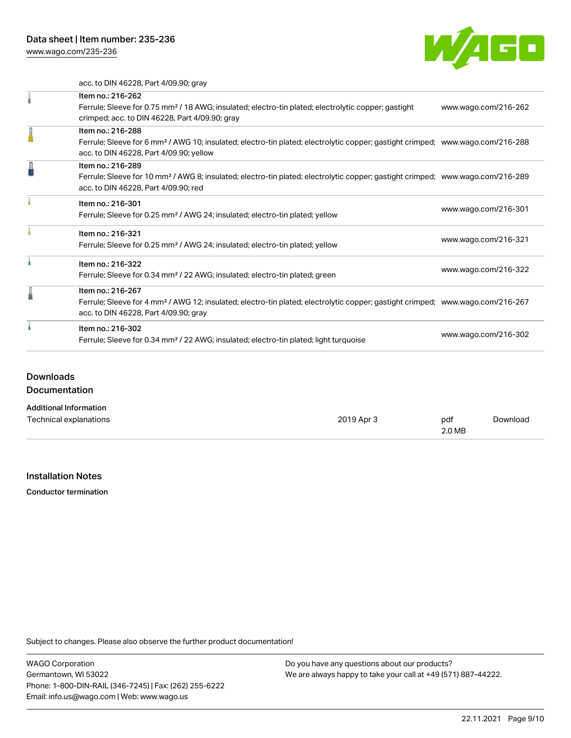acc. to DIN 46228, Part 4/09.90; gray

| Item | Link |
| --- | --- |
| Item no.: 216-262<br>Ferrule; Sleeve for 0.75 mm² / 18 AWG; insulated; electro-tin plated; electrolytic copper; gastight crimped; acc. to DIN 46228, Part 4/09.90; gray | www.wago.com/216-262 |
| Item no.: 216-288<br>Ferrule; Sleeve for 6 mm² / AWG 10; insulated; electro-tin plated; electrolytic copper; gastight crimped; acc. to DIN 46228, Part 4/09.90; yellow | www.wago.com/216-288 |
| Item no.: 216-289<br>Ferrule; Sleeve for 10 mm² / AWG 8; insulated; electro-tin plated; electrolytic copper; gastight crimped; acc. to DIN 46228, Part 4/09.90; red | www.wago.com/216-289 |
| Item no.: 216-301<br>Ferrule; Sleeve for 0.25 mm² / AWG 24; insulated; electro-tin plated; yellow | www.wago.com/216-301 |
| Item no.: 216-321<br>Ferrule; Sleeve for 0.25 mm² / AWG 24; insulated; electro-tin plated; yellow | www.wago.com/216-321 |
| Item no.: 216-322<br>Ferrule; Sleeve for 0.34 mm² / 22 AWG; insulated; electro-tin plated; green | www.wago.com/216-322 |
| Item no.: 216-267<br>Ferrule; Sleeve for 4 mm² / AWG 12; insulated; electro-tin plated; electrolytic copper; gastight crimped; acc. to DIN 46228, Part 4/09.90; gray | www.wago.com/216-267 |
| Item no.: 216-302<br>Ferrule; Sleeve for 0.34 mm² / 22 AWG; insulated; electro-tin plated; light turquoise | www.wago.com/216-302 |

## Downloads

## Documentation

**Additional Information**

| Technical explanations | 2019 Apr 3 | pdf<br>2.0 MB | Download |
| --- | --- | --- | --- |

## Installation Notes

**Conductor termination**

Subject to changes. Please also observe the further product documentation!

WAGO Corporation
Germantown, WI 53022
Phone: 1-800-DIN-RAIL (346-7245) | Fax: (262) 255-6222
Email: info.us@wago.com | Web: www.wago.us

Do you have any questions about our products?
We are always happy to take your call at +49 (571) 887-44222.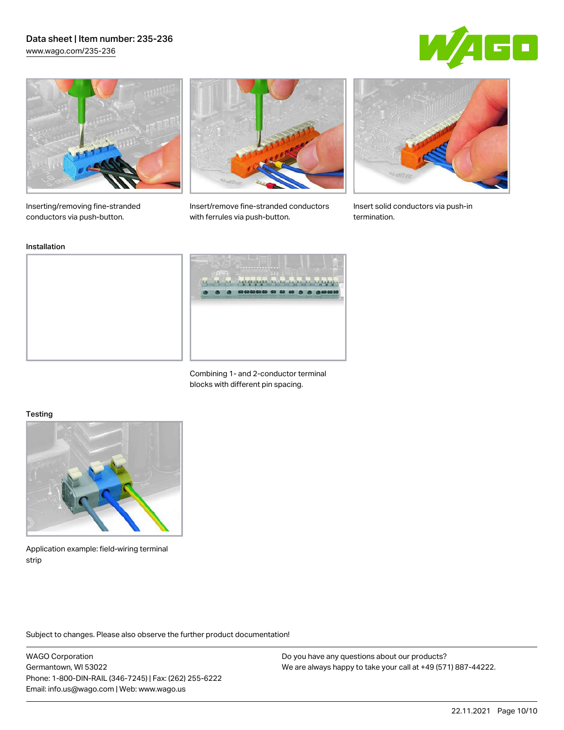Inserting/removing fine-stranded conductors via push-button.

Insert/remove fine-stranded conductors with ferrules via push-button.

Insert solid conductors via push-in termination.

## Installation

Combining 1- and 2-conductor terminal blocks with different pin spacing.

## Testing

Application example: field-wiring terminal strip

Subject to changes. Please also observe the further product documentation!

WAGO Corporation
Germantown, WI 53022
Phone: 1-800-DIN-RAIL (346-7245) | Fax: (262) 255-6222
Email: info.us@wago.com | Web: www.wago.us

Do you have any questions about our products?
We are always happy to take your call at +49 (571) 887-44222.